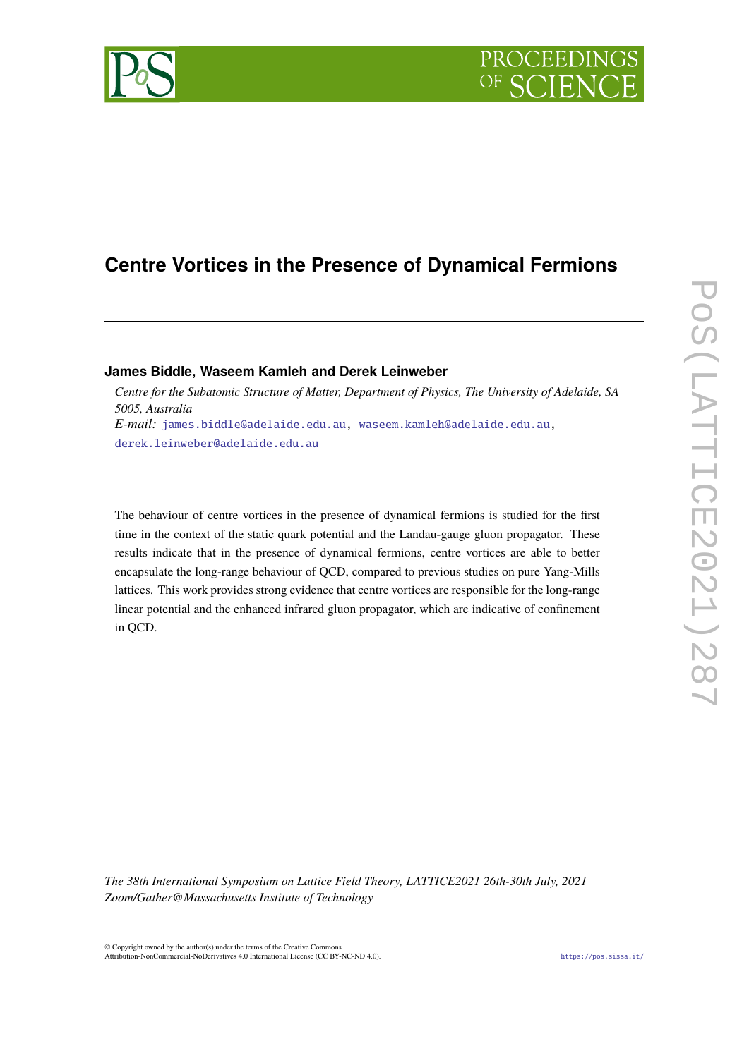# Centre Vortices in the Presence of Dynamical Fermions

**James Biddle, Waseem Kamleh and Derek Leinweber**

*Centre for the Subatomic Structure of Matter, Department of Physics, The University of Adelaide, SA 5005, Australia*

*E-mail:* james.biddle@adelaide.edu.au, waseem.kamleh@adelaide.edu.au, derek.leinweber@adelaide.edu.au

The behaviour of centre vortices in the presence of dynamical fermions is studied for the first time in the context of the static quark potential and the Landau-gauge gluon propagator. These results indicate that in the presence of dynamical fermions, centre vortices are able to better encapsulate the long-range behaviour of QCD, compared to previous studies on pure Yang-Mills lattices. This work provides strong evidence that centre vortices are responsible for the long-range linear potential and the enhanced infrared gluon propagator, which are indicative of confinement in QCD.

*The 38th International Symposium on Lattice Field Theory, LATTICE2021 26th-30th July, 2021 Zoom/Gather@Massachusetts Institute of Technology*

© Copyright owned by the author(s) under the terms of the Creative Commons Attribution-NonCommercial-NoDerivatives 4.0 International License (CC BY-NC-ND 4.0).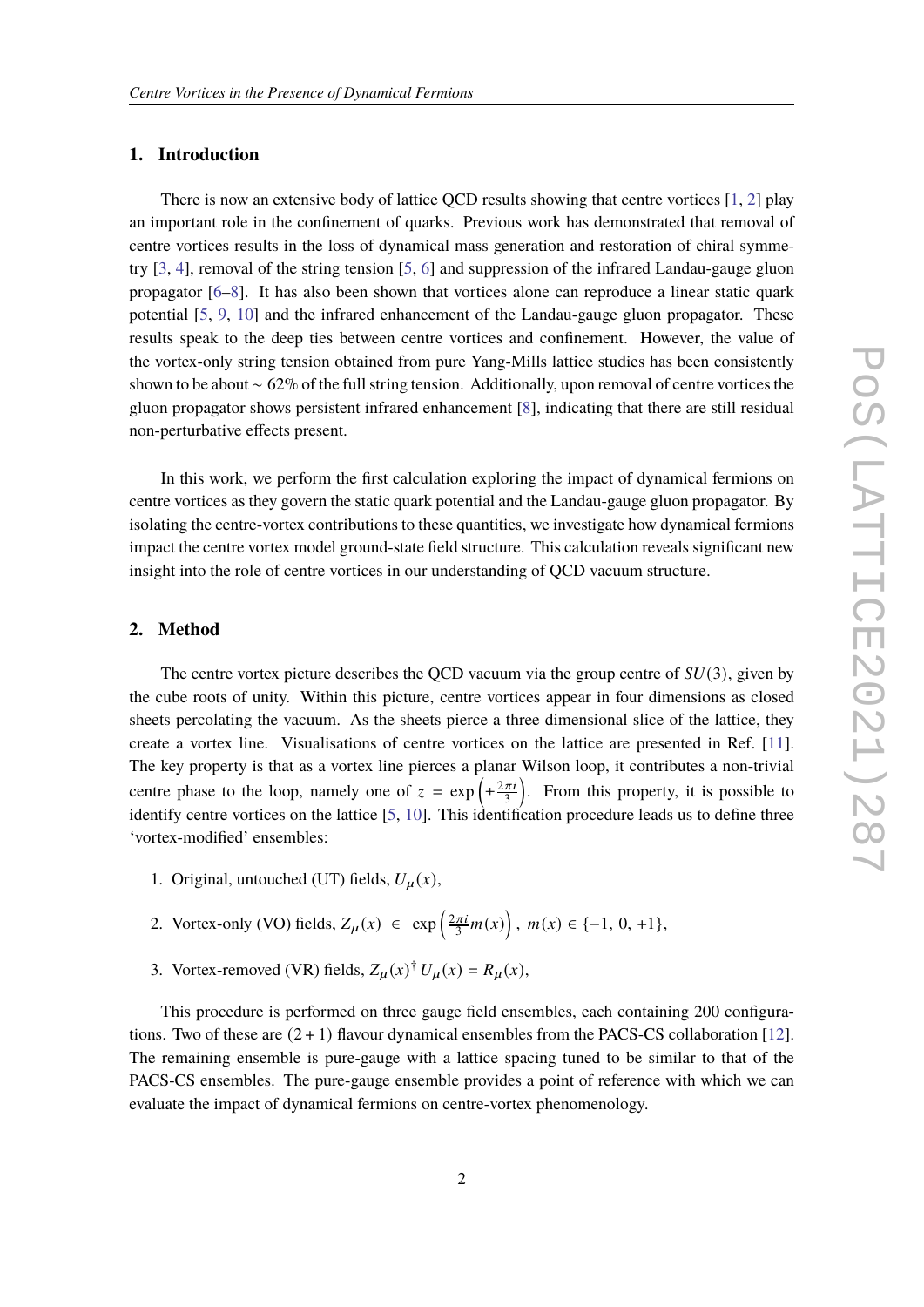## 1. Introduction

There is now an extensive body of lattice QCD results showing that centre vortices [1, 2] play an important role in the confinement of quarks. Previous work has demonstrated that removal of centre vortices results in the loss of dynamical mass generation and restoration of chiral symmetry [3, 4], removal of the string tension [5, 6] and suppression of the infrared Landau-gauge gluon propagator [6–8]. It has also been shown that vortices alone can reproduce a linear static quark potential [5, 9, 10] and the infrared enhancement of the Landau-gauge gluon propagator. These results speak to the deep ties between centre vortices and confinement. However, the value of the vortex-only string tension obtained from pure Yang-Mills lattice studies has been consistently shown to be about ~ 62% of the full string tension. Additionally, upon removal of centre vortices the gluon propagator shows persistent infrared enhancement [8], indicating that there are still residual non-perturbative effects present.

In this work, we perform the first calculation exploring the impact of dynamical fermions on centre vortices as they govern the static quark potential and the Landau-gauge gluon propagator. By isolating the centre-vortex contributions to these quantities, we investigate how dynamical fermions impact the centre vortex model ground-state field structure. This calculation reveals significant new insight into the role of centre vortices in our understanding of QCD vacuum structure.

## 2. Method

The centre vortex picture describes the QCD vacuum via the group centre of $SU(3)$, given by the cube roots of unity. Within this picture, centre vortices appear in four dimensions as closed sheets percolating the vacuum. As the sheets pierce a three dimensional slice of the lattice, they create a vortex line. Visualisations of centre vortices on the lattice are presented in Ref. [11]. The key property is that as a vortex line pierces a planar Wilson loop, it contributes a non-trivial centre phase to the loop, namely one of $z = \exp\left(\pm\frac{2\pi i}{3}\right)$. From this property, it is possible to identify centre vortices on the lattice [5, 10]. This identification procedure leads us to define three 'vortex-modified' ensembles:

1. Original, untouched (UT) fields, $U_\mu(x)$,
2. Vortex-only (VO) fields, $Z_\mu(x) \in \exp\left(\frac{2\pi i}{3} m(x)\right)$, $m(x) \in \{-1, 0, +1\}$,
3. Vortex-removed (VR) fields, $Z_\mu(x)^\dagger\, U_\mu(x) = R_\mu(x)$,

This procedure is performed on three gauge field ensembles, each containing 200 configurations. Two of these are $(2+1)$ flavour dynamical ensembles from the PACS-CS collaboration [12]. The remaining ensemble is pure-gauge with a lattice spacing tuned to be similar to that of the PACS-CS ensembles. The pure-gauge ensemble provides a point of reference with which we can evaluate the impact of dynamical fermions on centre-vortex phenomenology.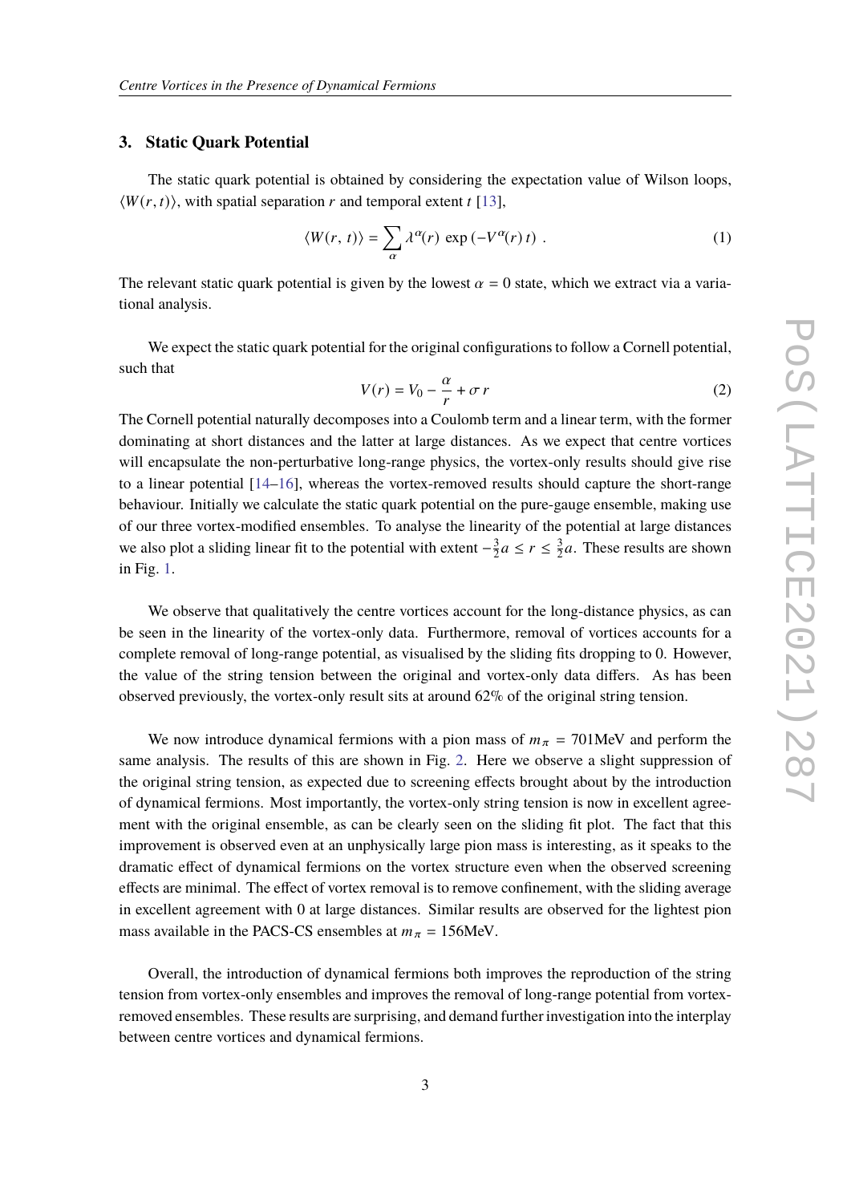## 3. Static Quark Potential

The static quark potential is obtained by considering the expectation value of Wilson loops, $\langle W(r,t)\rangle$, with spatial separation $r$ and temporal extent $t$ [13],

$$\langle W(r,\, t)\rangle = \sum_{\alpha} \lambda^{\alpha}(r)\, \exp\left(-V^{\alpha}(r)\, t\right) \, . \tag{1}$$

The relevant static quark potential is given by the lowest $\alpha = 0$ state, which we extract via a variational analysis.

We expect the static quark potential for the original configurations to follow a Cornell potential, such that

$$V(r) = V_0 - \frac{\alpha}{r} + \sigma\, r \tag{2}$$

The Cornell potential naturally decomposes into a Coulomb term and a linear term, with the former dominating at short distances and the latter at large distances. As we expect that centre vortices will encapsulate the non-perturbative long-range physics, the vortex-only results should give rise to a linear potential [14–16], whereas the vortex-removed results should capture the short-range behaviour. Initially we calculate the static quark potential on the pure-gauge ensemble, making use of our three vortex-modified ensembles. To analyse the linearity of the potential at large distances we also plot a sliding linear fit to the potential with extent $-\frac{3}{2}a \leq r \leq \frac{3}{2}a$. These results are shown in Fig. 1.

We observe that qualitatively the centre vortices account for the long-distance physics, as can be seen in the linearity of the vortex-only data. Furthermore, removal of vortices accounts for a complete removal of long-range potential, as visualised by the sliding fits dropping to 0. However, the value of the string tension between the original and vortex-only data differs. As has been observed previously, the vortex-only result sits at around 62% of the original string tension.

We now introduce dynamical fermions with a pion mass of $m_\pi = 701$MeV and perform the same analysis. The results of this are shown in Fig. 2. Here we observe a slight suppression of the original string tension, as expected due to screening effects brought about by the introduction of dynamical fermions. Most importantly, the vortex-only string tension is now in excellent agreement with the original ensemble, as can be clearly seen on the sliding fit plot. The fact that this improvement is observed even at an unphysically large pion mass is interesting, as it speaks to the dramatic effect of dynamical fermions on the vortex structure even when the observed screening effects are minimal. The effect of vortex removal is to remove confinement, with the sliding average in excellent agreement with 0 at large distances. Similar results are observed for the lightest pion mass available in the PACS-CS ensembles at $m_\pi = 156$MeV.

Overall, the introduction of dynamical fermions both improves the reproduction of the string tension from vortex-only ensembles and improves the removal of long-range potential from vortex-removed ensembles. These results are surprising, and demand further investigation into the interplay between centre vortices and dynamical fermions.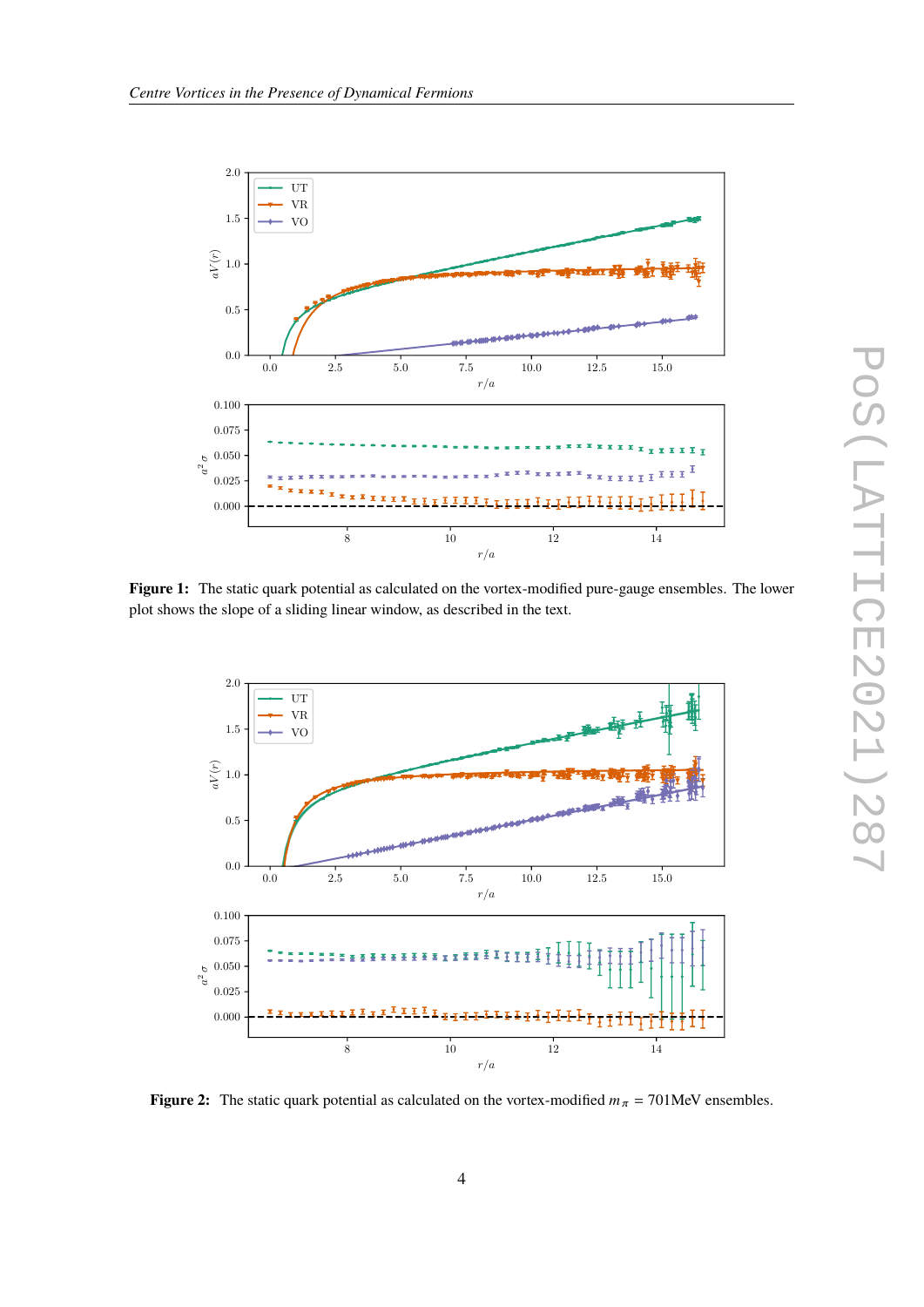**Figure 1:** The static quark potential as calculated on the vortex-modified pure-gauge ensembles. The lower plot shows the slope of a sliding linear window, as described in the text.

**Figure 2:** The static quark potential as calculated on the vortex-modified $m_\pi = 701\text{MeV}$ ensembles.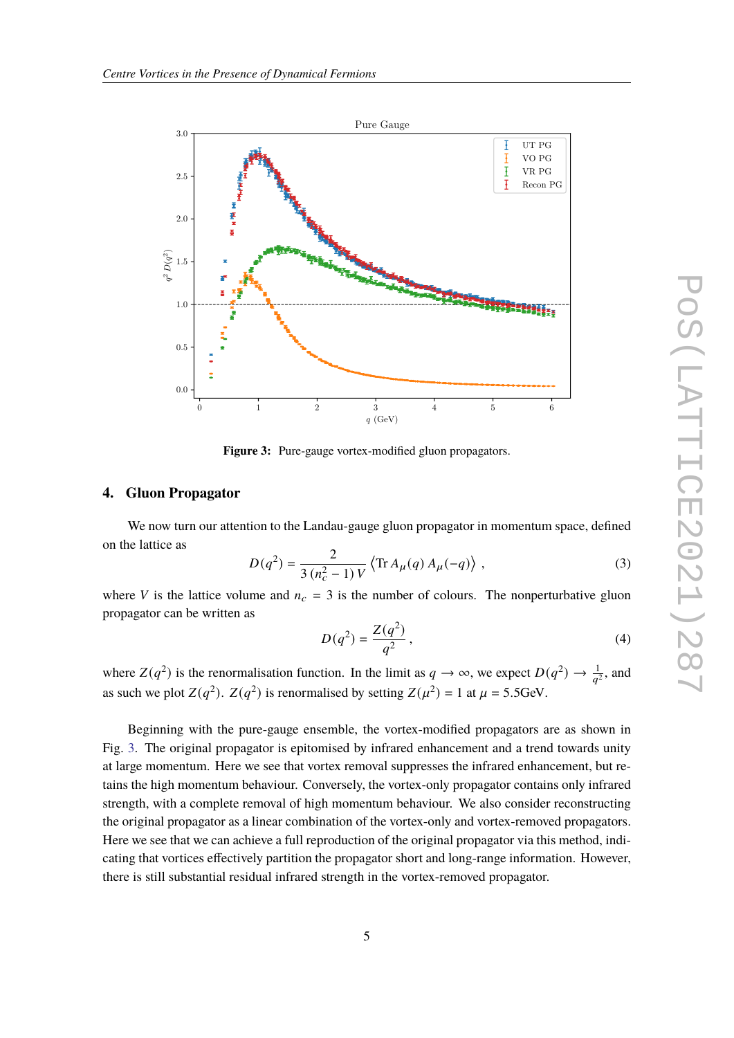**Figure 3:** Pure-gauge vortex-modified gluon propagators.

## 4. Gluon Propagator

We now turn our attention to the Landau-gauge gluon propagator in momentum space, defined on the lattice as

$$D(q^2) = \frac{2}{3\,(n_c^2 - 1)\,V} \left\langle \mathrm{Tr}\, A_\mu(q)\, A_\mu(-q) \right\rangle \,, \tag{3}$$

where $V$ is the lattice volume and $n_c = 3$ is the number of colours. The nonperturbative gluon propagator can be written as

$$D(q^2) = \frac{Z(q^2)}{q^2} \,, \tag{4}$$

where $Z(q^2)$ is the renormalisation function. In the limit as $q \to \infty$, we expect $D(q^2) \to \frac{1}{q^2}$, and as such we plot $Z(q^2)$. $Z(q^2)$ is renormalised by setting $Z(\mu^2) = 1$ at $\mu = 5.5$GeV.

Beginning with the pure-gauge ensemble, the vortex-modified propagators are as shown in Fig. 3. The original propagator is epitomised by infrared enhancement and a trend towards unity at large momentum. Here we see that vortex removal suppresses the infrared enhancement, but retains the high momentum behaviour. Conversely, the vortex-only propagator contains only infrared strength, with a complete removal of high momentum behaviour. We also consider reconstructing the original propagator as a linear combination of the vortex-only and vortex-removed propagators. Here we see that we can achieve a full reproduction of the original propagator via this method, indicating that vortices effectively partition the propagator short and long-range information. However, there is still substantial residual infrared strength in the vortex-removed propagator.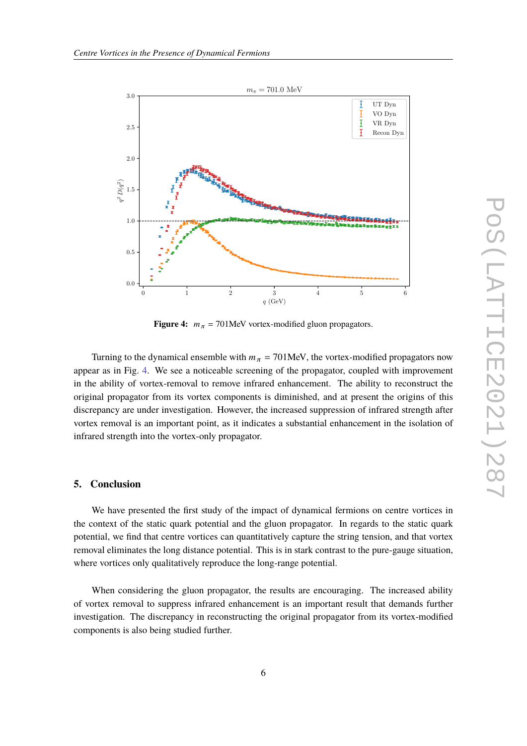**Figure 4:** $m_\pi = 701\text{MeV}$ vortex-modified gluon propagators.

Turning to the dynamical ensemble with $m_\pi = 701\text{MeV}$, the vortex-modified propagators now appear as in Fig. 4. We see a noticeable screening of the propagator, coupled with improvement in the ability of vortex-removal to remove infrared enhancement. The ability to reconstruct the original propagator from its vortex components is diminished, and at present the origins of this discrepancy are under investigation. However, the increased suppression of infrared strength after vortex removal is an important point, as it indicates a substantial enhancement in the isolation of infrared strength into the vortex-only propagator.

## 5. Conclusion

We have presented the first study of the impact of dynamical fermions on centre vortices in the context of the static quark potential and the gluon propagator. In regards to the static quark potential, we find that centre vortices can quantitatively capture the string tension, and that vortex removal eliminates the long distance potential. This is in stark contrast to the pure-gauge situation, where vortices only qualitatively reproduce the long-range potential.

When considering the gluon propagator, the results are encouraging. The increased ability of vortex removal to suppress infrared enhancement is an important result that demands further investigation. The discrepancy in reconstructing the original propagator from its vortex-modified components is also being studied further.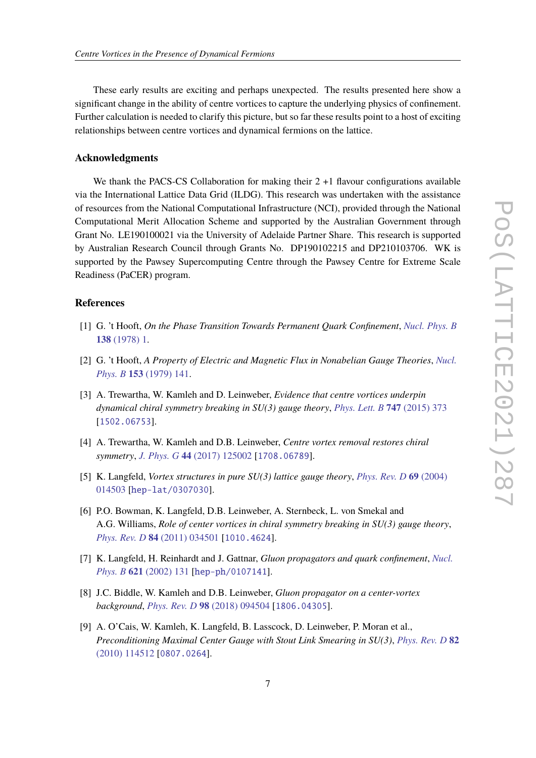These early results are exciting and perhaps unexpected. The results presented here show a significant change in the ability of centre vortices to capture the underlying physics of confinement. Further calculation is needed to clarify this picture, but so far these results point to a host of exciting relationships between centre vortices and dynamical fermions on the lattice.

## Acknowledgments

We thank the PACS-CS Collaboration for making their 2 +1 flavour configurations available via the International Lattice Data Grid (ILDG). This research was undertaken with the assistance of resources from the National Computational Infrastructure (NCI), provided through the National Computational Merit Allocation Scheme and supported by the Australian Government through Grant No. LE190100021 via the University of Adelaide Partner Share. This research is supported by Australian Research Council through Grants No. DP190102215 and DP210103706. WK is supported by the Pawsey Supercomputing Centre through the Pawsey Centre for Extreme Scale Readiness (PaCER) program.

## References

[1] G. 't Hooft, *On the Phase Transition Towards Permanent Quark Confinement*, Nucl. Phys. B **138** (1978) 1.

[2] G. 't Hooft, *A Property of Electric and Magnetic Flux in Nonabelian Gauge Theories*, Nucl. Phys. B **153** (1979) 141.

[3] A. Trewartha, W. Kamleh and D. Leinweber, *Evidence that centre vortices underpin dynamical chiral symmetry breaking in SU(3) gauge theory*, Phys. Lett. B **747** (2015) 373 [1502.06753].

[4] A. Trewartha, W. Kamleh and D.B. Leinweber, *Centre vortex removal restores chiral symmetry*, J. Phys. G **44** (2017) 125002 [1708.06789].

[5] K. Langfeld, *Vortex structures in pure SU(3) lattice gauge theory*, Phys. Rev. D **69** (2004) 014503 [hep-lat/0307030].

[6] P.O. Bowman, K. Langfeld, D.B. Leinweber, A. Sternbeck, L. von Smekal and A.G. Williams, *Role of center vortices in chiral symmetry breaking in SU(3) gauge theory*, Phys. Rev. D **84** (2011) 034501 [1010.4624].

[7] K. Langfeld, H. Reinhardt and J. Gattnar, *Gluon propagators and quark confinement*, Nucl. Phys. B **621** (2002) 131 [hep-ph/0107141].

[8] J.C. Biddle, W. Kamleh and D.B. Leinweber, *Gluon propagator on a center-vortex background*, Phys. Rev. D **98** (2018) 094504 [1806.04305].

[9] A. O'Cais, W. Kamleh, K. Langfeld, B. Lasscock, D. Leinweber, P. Moran et al., *Preconditioning Maximal Center Gauge with Stout Link Smearing in SU(3)*, Phys. Rev. D **82** (2010) 114512 [0807.0264].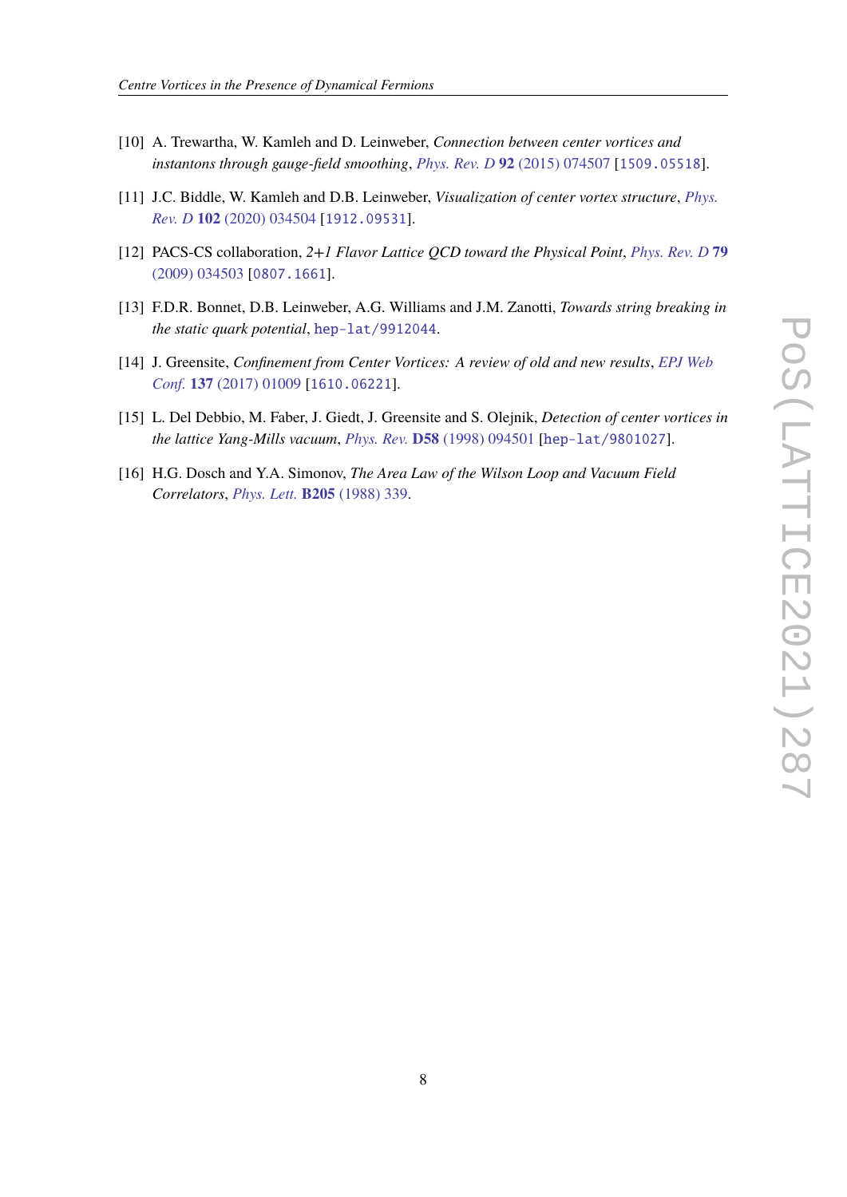[10] A. Trewartha, W. Kamleh and D. Leinweber, *Connection between center vortices and instantons through gauge-field smoothing*, *Phys. Rev. D* **92** (2015) 074507 [1509.05518].

[11] J.C. Biddle, W. Kamleh and D.B. Leinweber, *Visualization of center vortex structure*, *Phys. Rev. D* **102** (2020) 034504 [1912.09531].

[12] PACS-CS collaboration, *2+1 Flavor Lattice QCD toward the Physical Point*, *Phys. Rev. D* **79** (2009) 034503 [0807.1661].

[13] F.D.R. Bonnet, D.B. Leinweber, A.G. Williams and J.M. Zanotti, *Towards string breaking in the static quark potential*, hep-lat/9912044.

[14] J. Greensite, *Confinement from Center Vortices: A review of old and new results*, *EPJ Web Conf.* **137** (2017) 01009 [1610.06221].

[15] L. Del Debbio, M. Faber, J. Giedt, J. Greensite and S. Olejnik, *Detection of center vortices in the lattice Yang-Mills vacuum*, *Phys. Rev.* **D58** (1998) 094501 [hep-lat/9801027].

[16] H.G. Dosch and Y.A. Simonov, *The Area Law of the Wilson Loop and Vacuum Field Correlators*, *Phys. Lett.* **B205** (1988) 339.